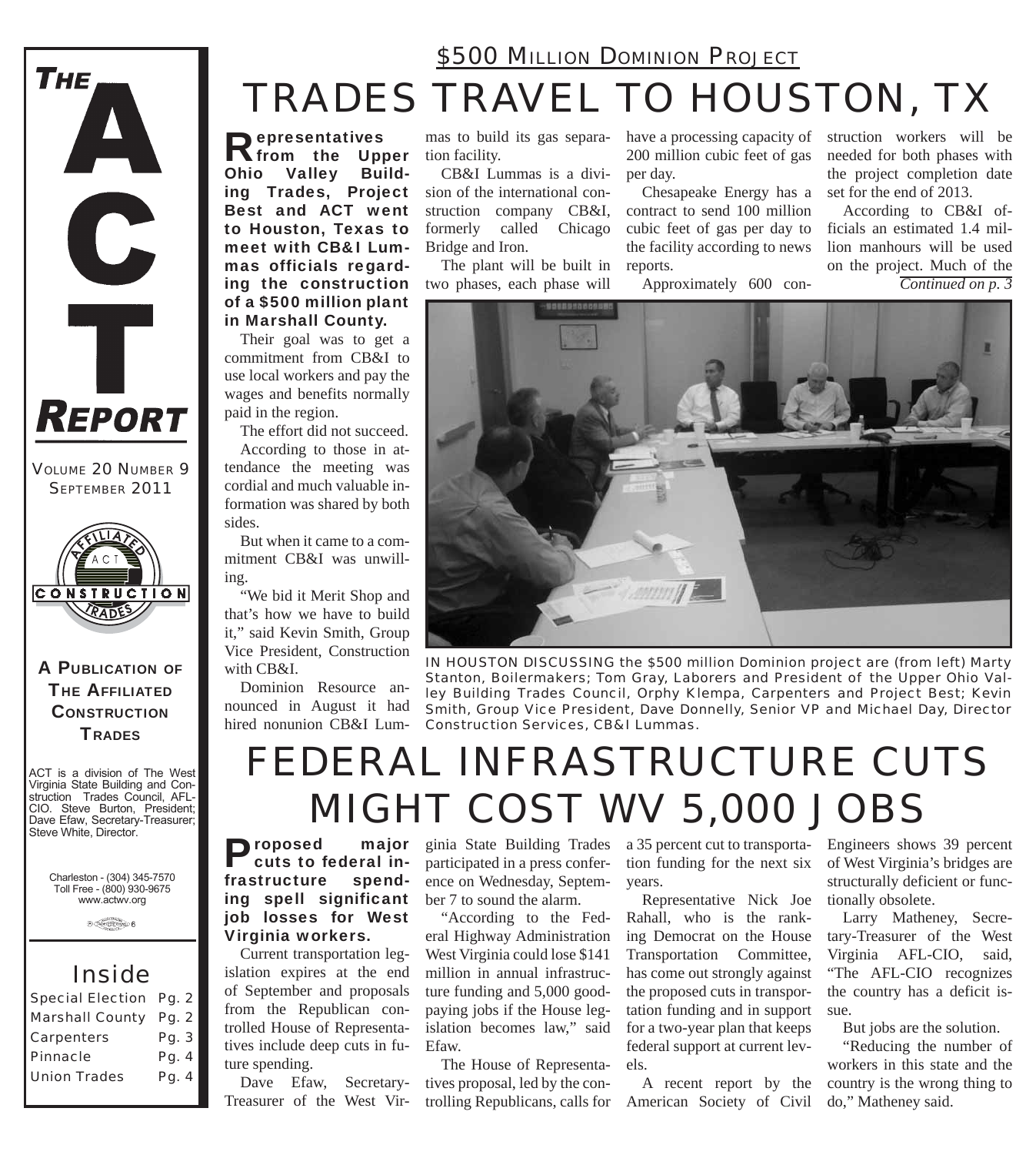# THE ACT REPORT

VOLUME 20 NUMBER 9
SEPTEMBER 2011

**A PUBLICATION OF THE AFFILIATED CONSTRUCTION TRADES**

ACT is a division of The West Virginia State Building and Construction Trades Council, AFL-CIO. Steve Burton, President; Dave Efaw, Secretary-Treasurer; Steve White, Director.

Charleston - (304) 345-7570
Toll Free - (800) 930-9675
www.actwv.org

## Inside

| | |
|---|---|
| Special Election | Pg. 2 |
| Marshall County | Pg. 2 |
| Carpenters | Pg. 3 |
| Pinnacle | Pg. 4 |
| Union Trades | Pg. 4 |

## $500 MILLION DOMINION PROJECT

# TRADES TRAVEL TO HOUSTON, TX

**Representatives from the Upper Ohio Valley Building Trades, Project Best and ACT went to Houston, Texas to meet with CB&I Lummas officials regarding the construction of a $500 million plant in Marshall County.**

Their goal was to get a commitment from CB&I to use local workers and pay the wages and benefits normally paid in the region.

The effort did not succeed.

According to those in attendance the meeting was cordial and much valuable information was shared by both sides.

But when it came to a commitment CB&I was unwilling.

"We bid it Merit Shop and that's how we have to build it," said Kevin Smith, Group Vice President, Construction with CB&I.

Dominion Resource announced in August it had hired nonunion CB&I Lummas to build its gas separation facility.

CB&I Lummas is a division of the international construction company CB&I, formerly called Chicago Bridge and Iron.

The plant will be built in two phases, each phase will have a processing capacity of 200 million cubic feet of gas per day.

Chesapeake Energy has a contract to send 100 million cubic feet of gas per day to the facility according to news reports.

Approximately 600 construction workers will be needed for both phases with the project completion date set for the end of 2013.

According to CB&I officials an estimated 1.4 million manhours will be used on the project. Much of the

*Continued on p. 3*

IN HOUSTON DISCUSSING the $500 million Dominion project are (from left) Marty Stanton, Boilermakers; Tom Gray, Laborers and President of the Upper Ohio Valley Building Trades Council, Orphy Klempa, Carpenters and Project Best; Kevin Smith, Group Vice President, Dave Donnelly, Senior VP and Michael Day, Director Construction Services, CB&I Lummas.

# FEDERAL INFRASTRUCTURE CUTS MIGHT COST WV 5,000 JOBS

**Proposed major cuts to federal infrastructure spending spell significant job losses for West Virginia workers.**

Current transportation legislation expires at the end of September and proposals from the Republican controlled House of Representatives include deep cuts in future spending.

Dave Efaw, Secretary-Treasurer of the West Virginia State Building Trades participated in a press conference on Wednesday, September 7 to sound the alarm.

"According to the Federal Highway Administration West Virginia could lose $141 million in annual infrastructure funding and 5,000 good-paying jobs if the House legislation becomes law," said Efaw.

The House of Representatives proposal, led by the controlling Republicans, calls for a 35 percent cut to transportation funding for the next six years.

Representative Nick Joe Rahall, who is the ranking Democrat on the House Transportation Committee, has come out strongly against the proposed cuts in transportation funding and in support for a two-year plan that keeps federal support at current levels.

A recent report by the American Society of Civil Engineers shows 39 percent of West Virginia's bridges are structurally deficient or functionally obsolete.

Larry Matheney, Secretary-Treasurer of the West Virginia AFL-CIO, said, "The AFL-CIO recognizes the country has a deficit issue.

But jobs are the solution.

"Reducing the number of workers in this state and the country is the wrong thing to do," Matheney said.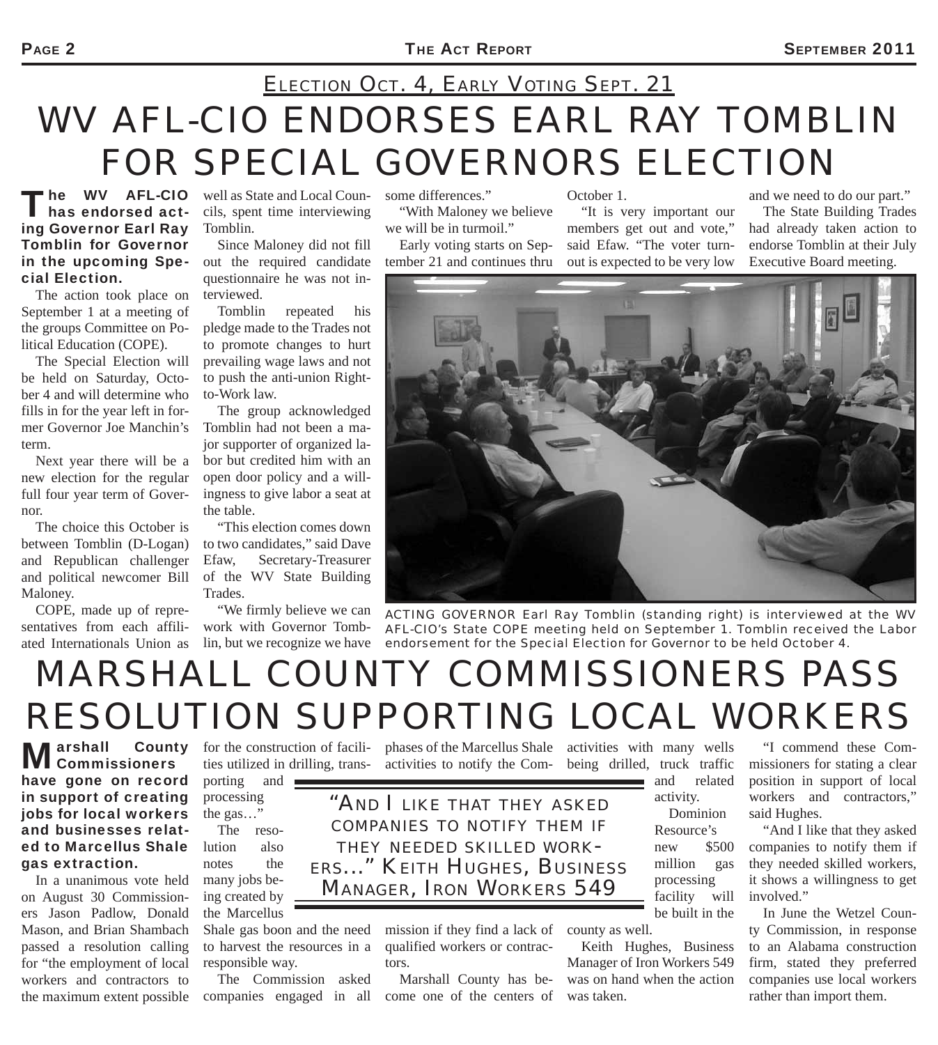## ELECTION OCT. 4, EARLY VOTING SEPT. 21

# WV AFL-CIO ENDORSES EARL RAY TOMBLIN FOR SPECIAL GOVERNORS ELECTION

**The WV AFL-CIO has endorsed acting Governor Earl Ray Tomblin for Governor in the upcoming Special Election.**

The action took place on September 1 at a meeting of the groups Committee on Political Education (COPE).

The Special Election will be held on Saturday, October 4 and will determine who fills in for the year left in former Governor Joe Manchin's term.

Next year there will be a new election for the regular full four year term of Governor.

The choice this October is between Tomblin (D-Logan) and Republican challenger and political newcomer Bill Maloney.

COPE, made up of representatives from each affiliated Internationals Union as well as State and Local Councils, spent time interviewing Tomblin.

Since Maloney did not fill out the required candidate questionnaire he was not interviewed.

Tomblin repeated his pledge made to the Trades not to promote changes to hurt prevailing wage laws and not to push the anti-union Right-to-Work law.

The group acknowledged Tomblin had not been a major supporter of organized labor but credited him with an open door policy and a willingness to give labor a seat at the table.

"This election comes down to two candidates," said Dave Efaw, Secretary-Treasurer of the WV State Building Trades.

"We firmly believe we can work with Governor Tomblin, but we recognize we have some differences."

"With Maloney we believe we will be in turmoil."

Early voting starts on September 21 and continues thru October 1.

"It is very important our members get out and vote," said Efaw. "The voter turnout is expected to be very low and we need to do our part."

The State Building Trades had already taken action to endorse Tomblin at their July Executive Board meeting.

ACTING GOVERNOR Earl Ray Tomblin (standing right) is interviewed at the WV AFL-CIO's State COPE meeting held on September 1. Tomblin received the Labor endorsement for the Special Election for Governor to be held October 4.

# MARSHALL COUNTY COMMISSIONERS PASS RESOLUTION SUPPORTING LOCAL WORKERS

**Marshall County Commissioners have gone on record in support of creating jobs for local workers and businesses related to Marcellus Shale gas extraction.**

In a unanimous vote held on August 30 Commissioners Jason Padlow, Donald Mason, and Brian Shambach passed a resolution calling for "the employment of local workers and contractors to the maximum extent possible for the construction of facilities utilized in drilling, transporting and processing the gas…"

The resolution also notes the many jobs being created by the Marcellus Shale gas boon and the need to harvest the resources in a responsible way.

The Commission asked companies engaged in all phases of the Marcellus Shale activities to notify the Commission if they find a lack of qualified workers or contractors.

> "AND I LIKE THAT THEY ASKED COMPANIES TO NOTIFY THEM IF THEY NEEDED SKILLED WORKERS..." KEITH HUGHES, BUSINESS MANAGER, IRON WORKERS 549

Marshall County has become one of the centers of activities with many wells being drilled, truck traffic and related activity.

Dominion Resource's new $500 million gas processing facility will be built in the county as well.

Keith Hughes, Business Manager of Iron Workers 549 was on hand when the action was taken.

"I commend these Commissioners for stating a clear position in support of local workers and contractors," said Hughes.

"And I like that they asked companies to notify them if they needed skilled workers, it shows a willingness to get involved."

In June the Wetzel County Commission, in response to an Alabama construction firm, stated they preferred companies use local workers rather than import them.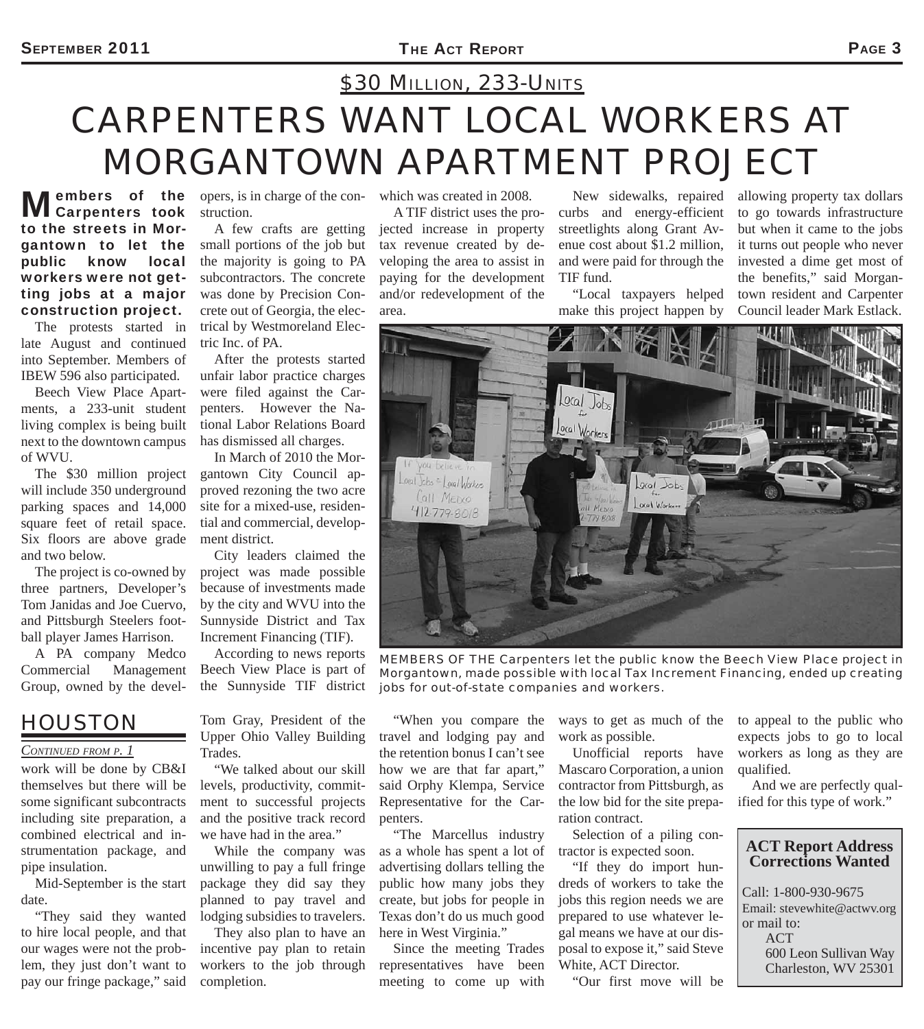## $30 MILLION, 233-UNITS

# CARPENTERS WANT LOCAL WORKERS AT MORGANTOWN APARTMENT PROJECT

**Members of the Carpenters took to the streets in Morgantown to let the public know local workers were not getting jobs at a major construction project.**

The protests started in late August and continued into September. Members of IBEW 596 also participated.

Beech View Place Apartments, a 233-unit student living complex is being built next to the downtown campus of WVU.

The $30 million project will include 350 underground parking spaces and 14,000 square feet of retail space. Six floors are above grade and two below.

The project is co-owned by three partners, Developer's Tom Janidas and Joe Cuervo, and Pittsburgh Steelers football player James Harrison.

A PA company Medco Commercial Management Group, owned by the developers, is in charge of the construction.

A few crafts are getting small portions of the job but the majority is going to PA subcontractors. The concrete was done by Precision Concrete out of Georgia, the electrical by Westmoreland Electric Inc. of PA.

After the protests started unfair labor practice charges were filed against the Carpenters. However the National Labor Relations Board has dismissed all charges.

In March of 2010 the Morgantown City Council approved rezoning the two acre site for a mixed-use, residential and commercial, development district.

City leaders claimed the project was made possible because of investments made by the city and WVU into the Sunnyside District and Tax Increment Financing (TIF).

According to news reports Beech View Place is part of the Sunnyside TIF district which was created in 2008.

A TIF district uses the projected increase in property tax revenue created by developing the area to assist in paying for the development and/or redevelopment of the area.

New sidewalks, repaired curbs and energy-efficient streetlights along Grant Avenue cost about $1.2 million, and were paid for through the TIF fund.

"Local taxpayers helped make this project happen by allowing property tax dollars to go towards infrastructure but when it came to the jobs it turns out people who never invested a dime get most of the benefits," said Morgantown resident and Carpenter Council leader Mark Estlack.

MEMBERS OF THE Carpenters let the public know the Beech View Place project in Morgantown, made possible with local Tax Increment Financing, ended up creating jobs for out-of-state companies and workers.

## HOUSTON

*CONTINUED FROM P. 1*

work will be done by CB&I themselves but there will be some significant subcontracts including site preparation, a combined electrical and instrumentation package, and pipe insulation.

Mid-September is the start date.

"They said they wanted to hire local people, and that our wages were not the problem, they just don't want to pay our fringe package," said Tom Gray, President of the Upper Ohio Valley Building Trades.

"We talked about our skill levels, productivity, commitment to successful projects and the positive track record we have had in the area."

While the company was unwilling to pay a full fringe package they did say they planned to pay travel and lodging subsidies to travelers.

They also plan to have an incentive pay plan to retain workers to the job through completion.

"When you compare the travel and lodging pay and the retention bonus I can't see how we are that far apart," said Orphy Klempa, Service Representative for the Carpenters.

"The Marcellus industry as a whole has spent a lot of advertising dollars telling the public how many jobs they create, but jobs for people in Texas don't do us much good here in West Virginia."

Since the meeting Trades representatives have been meeting to come up with ways to get as much of the work as possible.

Unofficial reports have Mascaro Corporation, a union contractor from Pittsburgh, as the low bid for the site preparation contract.

Selection of a piling contractor is expected soon.

"If they do import hundreds of workers to take the jobs this region needs we are prepared to use whatever legal means we have at our disposal to expose it," said Steve White, ACT Director.

"Our first move will be to appeal to the public who expects jobs to go to local workers as long as they are qualified.

And we are perfectly qualified for this type of work."

**ACT Report Address Corrections Wanted**

Call: 1-800-930-9675
Email: stevewhite@actwv.org
or mail to:
ACT
600 Leon Sullivan Way
Charleston, WV 25301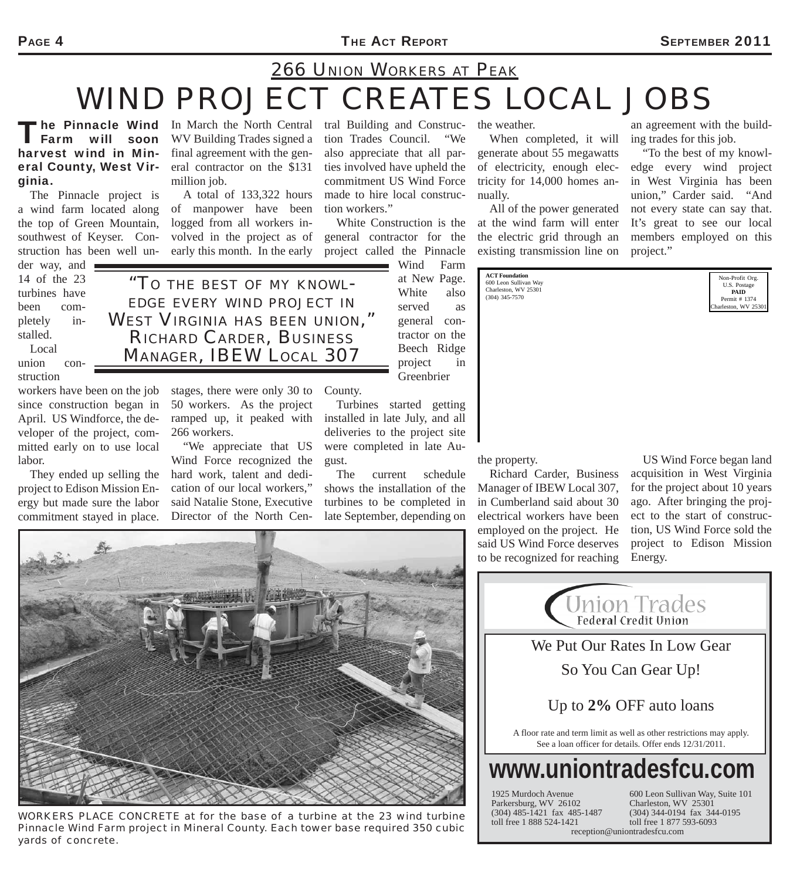## 266 Union Workers at Peak

# WIND PROJECT CREATES LOCAL JOBS

**The Pinnacle Wind Farm will soon harvest wind in Mineral County, West Virginia.**

The Pinnacle project is a wind farm located along the top of Green Mountain, southwest of Keyser. Construction has been well under way, and 14 of the 23 turbines have been completely installed.

Local union construction workers have been on the job since construction began in April. US Windforce, the developer of the project, committed early on to use local labor.

They ended up selling the project to Edison Mission Energy but made sure the labor commitment stayed in place. In March the North Central WV Building Trades signed a final agreement with the general contractor on the $131 million job.

A total of 133,322 hours of manpower have been logged from all workers involved in the project as of early this month. In the early stages, there were only 30 to 50 workers. As the project ramped up, it peaked with 266 workers.

"We appreciate that US Wind Force recognized the hard work, talent and dedication of our local workers," said Natalie Stone, Executive Director of the North Central Building and Construction Trades Council. "We also appreciate that all parties involved have upheld the commitment US Wind Force made to hire local construction workers."

> "To the best of my knowledge every wind project in West Virginia has been union," Richard Carder, Business Manager, IBEW Local 307

White Construction is the general contractor for the project called the Pinnacle Wind Farm at New Page. White also served as general contractor on the Beech Ridge project in Greenbrier County.

Turbines started getting installed in late July, and all deliveries to the project site were completed in late August.

The current schedule shows the installation of the turbines to be completed in late September, depending on the weather.

When completed, it will generate about 55 megawatts of electricity, enough electricity for 14,000 homes annually.

All of the power generated at the wind farm will enter the electric grid through an existing transmission line on the property.

Richard Carder, Business Manager of IBEW Local 307, in Cumberland said about 30 electrical workers have been employed on the project. He said US Wind Force deserves to be recognized for reaching an agreement with the building trades for this job.

"To the best of my knowledge every wind project in West Virginia has been union," Carder said. "And not every state can say that. It's great to see our local members employed on this project."

US Wind Force began land acquisition in West Virginia for the project about 10 years ago. After bringing the project to the start of construction, US Wind Force sold the project to Edison Mission Energy.

WORKERS PLACE CONCRETE at for the base of a turbine at the 23 wind turbine Pinnacle Wind Farm project in Mineral County. Each tower base required 350 cubic yards of concrete.

ACT Foundation
600 Leon Sullivan Way
Charleston, WV 25301
(304) 345-7570

Non-Profit Org.
U.S. Postage
PAID
Permit # 1374
Charleston, WV 25301

Union Trades
Federal Credit Union

We Put Our Rates In Low Gear

So You Can Gear Up!

Up to **2%** OFF auto loans

A floor rate and term limit as well as other restrictions may apply. See a loan officer for details. Offer ends 12/31/2011.

**www.uniontradesfcu.com**

1925 Murdoch Avenue
Parkersburg, WV 26102
(304) 485-1421 fax 485-1487
toll free 1 888 524-1421

600 Leon Sullivan Way, Suite 101
Charleston, WV 25301
(304) 344-0194 fax 344-0195
toll free 1 877 593-6093

reception@uniontradesfcu.com